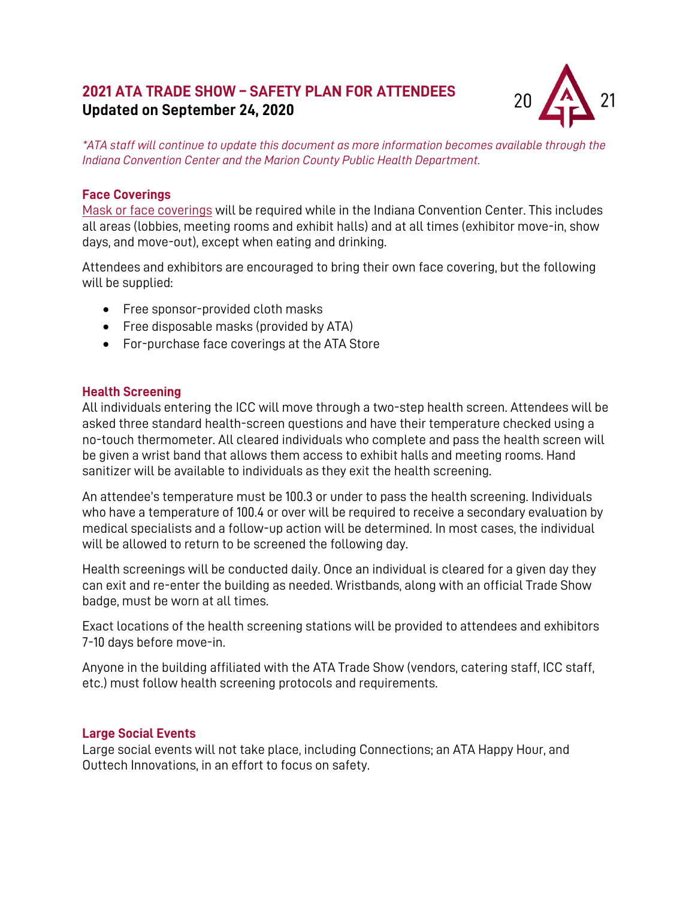# 2021 ATA TRADE SHOW – SAFETY PLAN FOR ATTENDEES

**Updated on September 24, 2020**

*\*ATA staff will continue to update this document as more information becomes available through the Indiana Convention Center and the Marion County Public Health Department.*

## Face Coverings

Mask or face coverings will be required while in the Indiana Convention Center. This includes all areas (lobbies, meeting rooms and exhibit halls) and at all times (exhibitor move-in, show days, and move-out), except when eating and drinking.

Attendees and exhibitors are encouraged to bring their own face covering, but the following will be supplied:

- Free sponsor-provided cloth masks
- Free disposable masks (provided by ATA)
- For-purchase face coverings at the ATA Store

## Health Screening

All individuals entering the ICC will move through a two-step health screen. Attendees will be asked three standard health-screen questions and have their temperature checked using a no-touch thermometer. All cleared individuals who complete and pass the health screen will be given a wrist band that allows them access to exhibit halls and meeting rooms. Hand sanitizer will be available to individuals as they exit the health screening.

An attendee's temperature must be 100.3 or under to pass the health screening. Individuals who have a temperature of 100.4 or over will be required to receive a secondary evaluation by medical specialists and a follow-up action will be determined. In most cases, the individual will be allowed to return to be screened the following day.

Health screenings will be conducted daily. Once an individual is cleared for a given day they can exit and re-enter the building as needed. Wristbands, along with an official Trade Show badge, must be worn at all times.

Exact locations of the health screening stations will be provided to attendees and exhibitors 7-10 days before move-in.

Anyone in the building affiliated with the ATA Trade Show (vendors, catering staff, ICC staff, etc.) must follow health screening protocols and requirements.

## Large Social Events

Large social events will not take place, including Connections; an ATA Happy Hour, and Outtech Innovations, in an effort to focus on safety.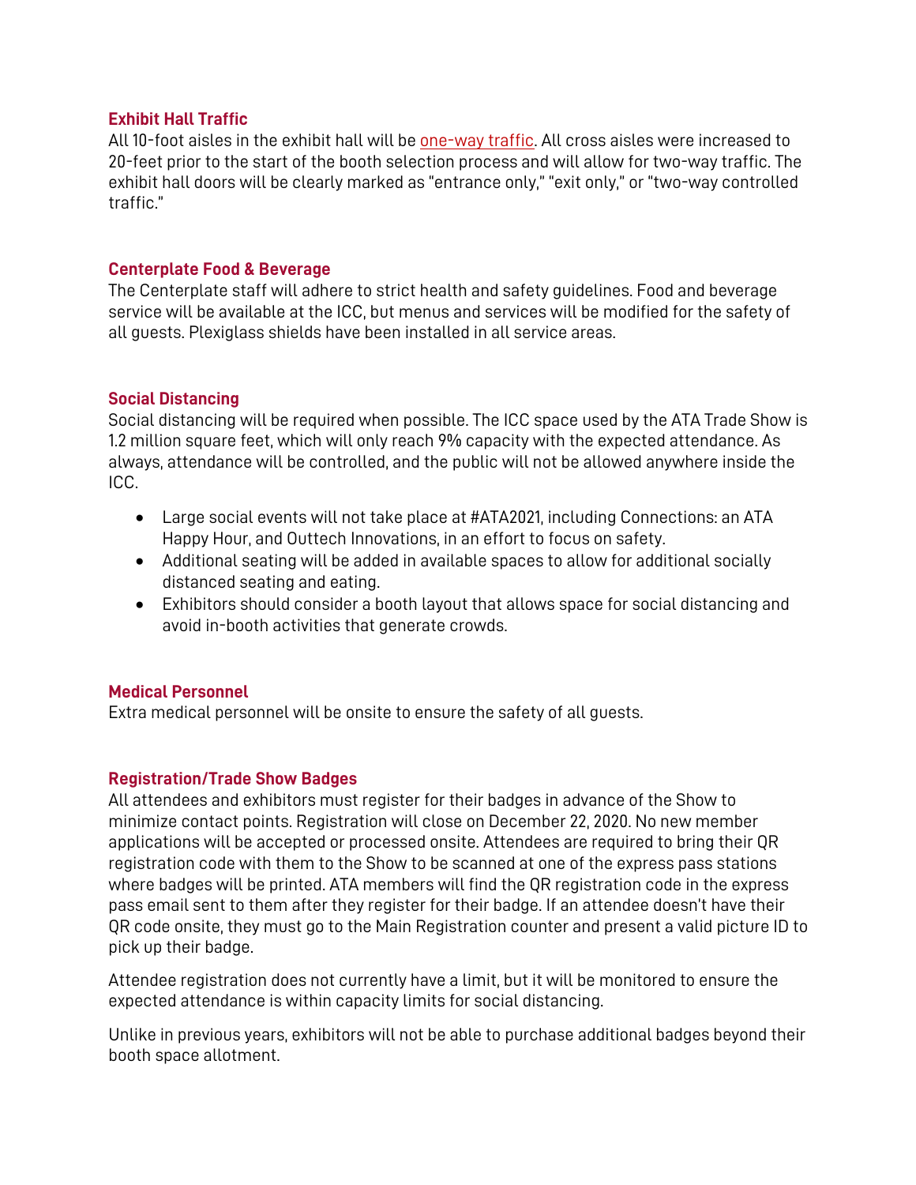### Exhibit Hall Traffic

All 10-foot aisles in the exhibit hall will be one-way traffic. All cross aisles were increased to 20-feet prior to the start of the booth selection process and will allow for two-way traffic. The exhibit hall doors will be clearly marked as "entrance only," "exit only," or "two-way controlled traffic."

### Centerplate Food & Beverage

The Centerplate staff will adhere to strict health and safety guidelines. Food and beverage service will be available at the ICC, but menus and services will be modified for the safety of all guests. Plexiglass shields have been installed in all service areas.

### Social Distancing

Social distancing will be required when possible. The ICC space used by the ATA Trade Show is 1.2 million square feet, which will only reach 9% capacity with the expected attendance. As always, attendance will be controlled, and the public will not be allowed anywhere inside the ICC.

- Large social events will not take place at #ATA2021, including Connections: an ATA Happy Hour, and Outtech Innovations, in an effort to focus on safety.
- Additional seating will be added in available spaces to allow for additional socially distanced seating and eating.
- Exhibitors should consider a booth layout that allows space for social distancing and avoid in-booth activities that generate crowds.

### Medical Personnel

Extra medical personnel will be onsite to ensure the safety of all guests.

### Registration/Trade Show Badges

All attendees and exhibitors must register for their badges in advance of the Show to minimize contact points. Registration will close on December 22, 2020. No new member applications will be accepted or processed onsite. Attendees are required to bring their QR registration code with them to the Show to be scanned at one of the express pass stations where badges will be printed. ATA members will find the QR registration code in the express pass email sent to them after they register for their badge. If an attendee doesn't have their QR code onsite, they must go to the Main Registration counter and present a valid picture ID to pick up their badge.

Attendee registration does not currently have a limit, but it will be monitored to ensure the expected attendance is within capacity limits for social distancing.

Unlike in previous years, exhibitors will not be able to purchase additional badges beyond their booth space allotment.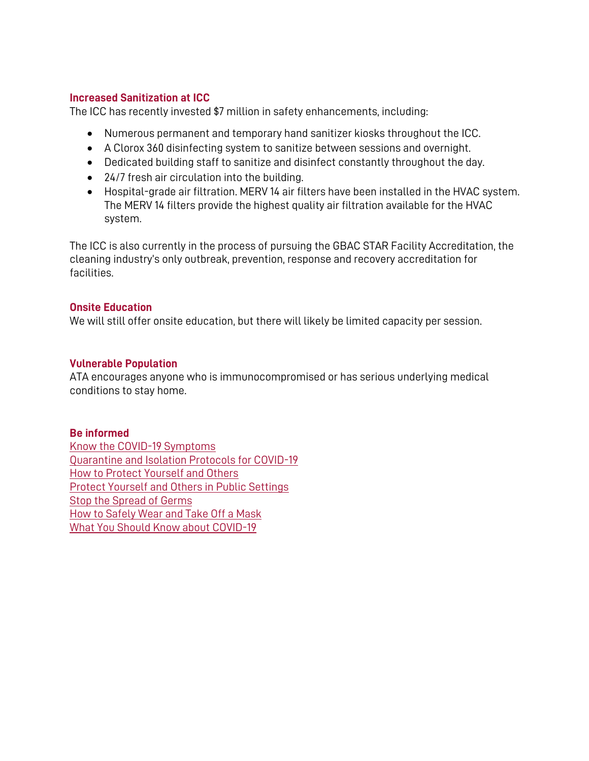### Increased Sanitization at ICC

The ICC has recently invested $7 million in safety enhancements, including:

- Numerous permanent and temporary hand sanitizer kiosks throughout the ICC.
- A Clorox 360 disinfecting system to sanitize between sessions and overnight.
- Dedicated building staff to sanitize and disinfect constantly throughout the day.
- 24/7 fresh air circulation into the building.
- Hospital-grade air filtration. MERV 14 air filters have been installed in the HVAC system. The MERV 14 filters provide the highest quality air filtration available for the HVAC system.

The ICC is also currently in the process of pursuing the GBAC STAR Facility Accreditation, the cleaning industry's only outbreak, prevention, response and recovery accreditation for facilities.

### Onsite Education

We will still offer onsite education, but there will likely be limited capacity per session.

### Vulnerable Population

ATA encourages anyone who is immunocompromised or has serious underlying medical conditions to stay home.

### Be informed

Know the COVID-19 Symptoms
Quarantine and Isolation Protocols for COVID-19
How to Protect Yourself and Others
Protect Yourself and Others in Public Settings
Stop the Spread of Germs
How to Safely Wear and Take Off a Mask
What You Should Know about COVID-19